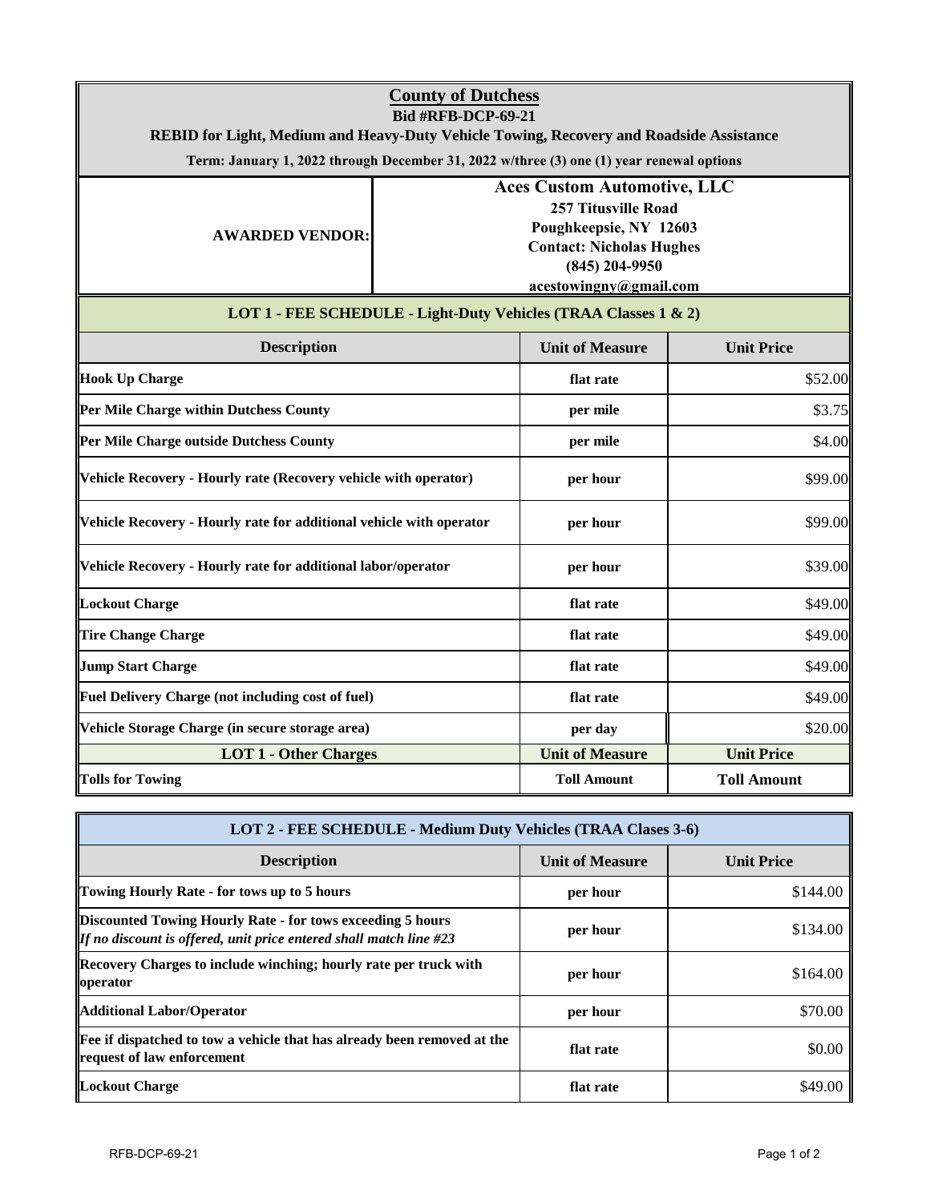# County of Dutchess

**Bid #RFB-DCP-69-21**

**REBID for Light, Medium and Heavy-Duty Vehicle Towing, Recovery and Roadside Assistance**

**Term: January 1, 2022 through December 31, 2022 w/three (3) one (1) year renewal options**

| AWARDED VENDOR: | **Aces Custom Automotive, LLC**<br>257 Titusville Road<br>Poughkeepsie, NY 12603<br>Contact: Nicholas Hughes<br>(845) 204-9950<br>acestowingny@gmail.com |
|---|---|

## LOT 1 - FEE SCHEDULE - Light-Duty Vehicles (TRAA Classes 1 & 2)

| Description | Unit of Measure | Unit Price |
|---|---|---|
| **Hook Up Charge** | flat rate | $52.00 |
| **Per Mile Charge within Dutchess County** | per mile | $3.75 |
| **Per Mile Charge outside Dutchess County** | per mile | $4.00 |
| **Vehicle Recovery - Hourly rate (Recovery vehicle with operator)** | per hour | $99.00 |
| **Vehicle Recovery - Hourly rate for additional vehicle with operator** | per hour | $99.00 |
| **Vehicle Recovery - Hourly rate for additional labor/operator** | per hour | $39.00 |
| **Lockout Charge** | flat rate | $49.00 |
| **Tire Change Charge** | flat rate | $49.00 |
| **Jump Start Charge** | flat rate | $49.00 |
| **Fuel Delivery Charge (not including cost of fuel)** | flat rate | $49.00 |
| **Vehicle Storage Charge (in secure storage area)** | per day | $20.00 |
| **LOT 1 - Other Charges** | **Unit of Measure** | **Unit Price** |
| **Tolls for Towing** | Toll Amount | Toll Amount |

## LOT 2 - FEE SCHEDULE - Medium Duty Vehicles (TRAA Clases 3-6)

| Description | Unit of Measure | Unit Price |
|---|---|---|
| **Towing Hourly Rate - for tows up to 5 hours** | per hour | $144.00 |
| **Discounted Towing Hourly Rate - for tows exceeding 5 hours**<br>*If no discount is offered, unit price entered shall match line #23* | per hour | $134.00 |
| **Recovery Charges to include winching; hourly rate per truck with operator** | per hour | $164.00 |
| **Additional Labor/Operator** | per hour | $70.00 |
| **Fee if dispatched to tow a vehicle that has already been removed at the request of law enforcement** | flat rate | $0.00 |
| **Lockout Charge** | flat rate | $49.00 |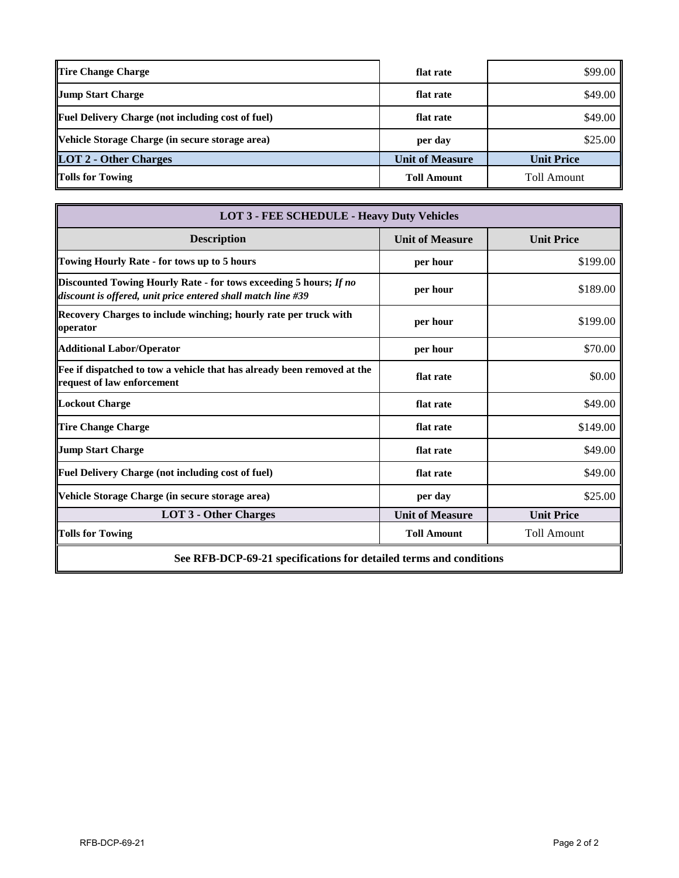| | | |
|---|---|---|
| **Tire Change Charge** | **flat rate** | $99.00 |
| **Jump Start Charge** | **flat rate** | $49.00 |
| **Fuel Delivery Charge (not including cost of fuel)** | **flat rate** | $49.00 |
| **Vehicle Storage Charge (in secure storage area)** | **per day** | $25.00 |
| **LOT 2 - Other Charges** | **Unit of Measure** | **Unit Price** |
| **Tolls for Towing** | **Toll Amount** | Toll Amount |

| **LOT 3 - FEE SCHEDULE - Heavy Duty Vehicles** | | |
|---|---|---|
| **Description** | **Unit of Measure** | **Unit Price** |
| **Towing Hourly Rate - for tows up to 5 hours** | **per hour** | $199.00 |
| **Discounted Towing Hourly Rate - for tows exceeding 5 hours;** ***If no discount is offered, unit price entered shall match line #39*** | **per hour** | $189.00 |
| **Recovery Charges to include winching; hourly rate per truck with operator** | **per hour** | $199.00 |
| **Additional Labor/Operator** | **per hour** | $70.00 |
| **Fee if dispatched to tow a vehicle that has already been removed at the request of law enforcement** | **flat rate** | $0.00 |
| **Lockout Charge** | **flat rate** | $49.00 |
| **Tire Change Charge** | **flat rate** | $149.00 |
| **Jump Start Charge** | **flat rate** | $49.00 |
| **Fuel Delivery Charge (not including cost of fuel)** | **flat rate** | $49.00 |
| **Vehicle Storage Charge (in secure storage area)** | **per day** | $25.00 |
| **LOT 3 - Other Charges** | **Unit of Measure** | **Unit Price** |
| **Tolls for Towing** | **Toll Amount** | Toll Amount |
| **See RFB-DCP-69-21 specifications for detailed terms and conditions** | | |